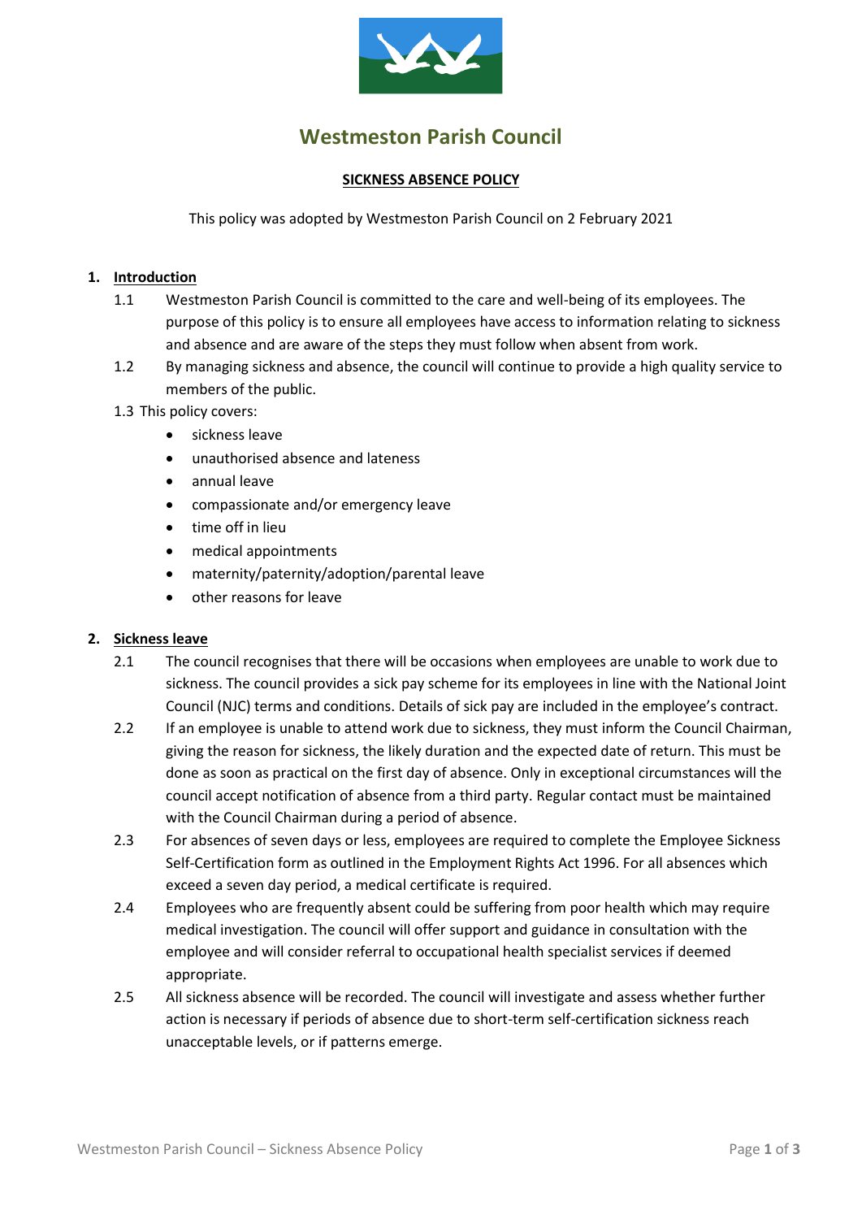# Westmeston Parish Council

## SICKNESS ABSENCE POLICY

This policy was adopted by Westmeston Parish Council on 2 February 2021

### 1. Introduction

1.1 Westmeston Parish Council is committed to the care and well-being of its employees. The purpose of this policy is to ensure all employees have access to information relating to sickness and absence and are aware of the steps they must follow when absent from work.

1.2 By managing sickness and absence, the council will continue to provide a high quality service to members of the public.

1.3 This policy covers:

- sickness leave
- unauthorised absence and lateness
- annual leave
- compassionate and/or emergency leave
- time off in lieu
- medical appointments
- maternity/paternity/adoption/parental leave
- other reasons for leave

### 2. Sickness leave

2.1 The council recognises that there will be occasions when employees are unable to work due to sickness. The council provides a sick pay scheme for its employees in line with the National Joint Council (NJC) terms and conditions. Details of sick pay are included in the employee's contract.

2.2 If an employee is unable to attend work due to sickness, they must inform the Council Chairman, giving the reason for sickness, the likely duration and the expected date of return. This must be done as soon as practical on the first day of absence. Only in exceptional circumstances will the council accept notification of absence from a third party. Regular contact must be maintained with the Council Chairman during a period of absence.

2.3 For absences of seven days or less, employees are required to complete the Employee Sickness Self-Certification form as outlined in the Employment Rights Act 1996. For all absences which exceed a seven day period, a medical certificate is required.

2.4 Employees who are frequently absent could be suffering from poor health which may require medical investigation. The council will offer support and guidance in consultation with the employee and will consider referral to occupational health specialist services if deemed appropriate.

2.5 All sickness absence will be recorded. The council will investigate and assess whether further action is necessary if periods of absence due to short-term self-certification sickness reach unacceptable levels, or if patterns emerge.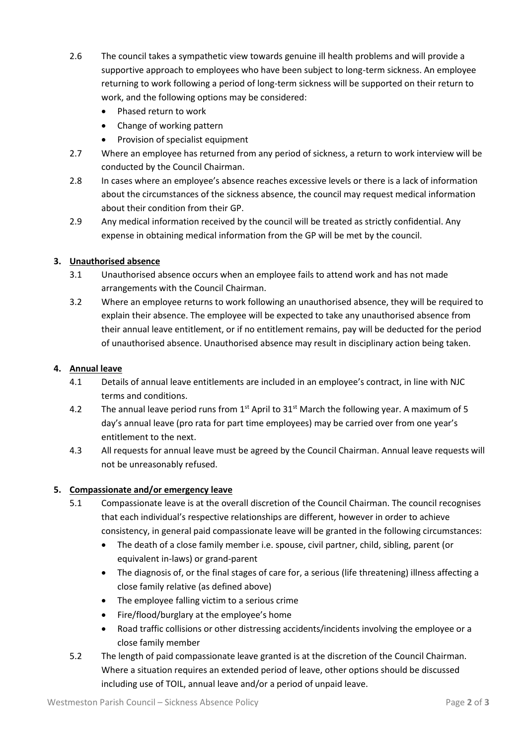2.6 The council takes a sympathetic view towards genuine ill health problems and will provide a supportive approach to employees who have been subject to long-term sickness. An employee returning to work following a period of long-term sickness will be supported on their return to work, and the following options may be considered:

- Phased return to work
- Change of working pattern
- Provision of specialist equipment

2.7 Where an employee has returned from any period of sickness, a return to work interview will be conducted by the Council Chairman.

2.8 In cases where an employee's absence reaches excessive levels or there is a lack of information about the circumstances of the sickness absence, the council may request medical information about their condition from their GP.

2.9 Any medical information received by the council will be treated as strictly confidential. Any expense in obtaining medical information from the GP will be met by the council.

## 3. Unauthorised absence

3.1 Unauthorised absence occurs when an employee fails to attend work and has not made arrangements with the Council Chairman.

3.2 Where an employee returns to work following an unauthorised absence, they will be required to explain their absence. The employee will be expected to take any unauthorised absence from their annual leave entitlement, or if no entitlement remains, pay will be deducted for the period of unauthorised absence. Unauthorised absence may result in disciplinary action being taken.

## 4. Annual leave

4.1 Details of annual leave entitlements are included in an employee's contract, in line with NJC terms and conditions.

4.2 The annual leave period runs from 1st April to 31st March the following year. A maximum of 5 day's annual leave (pro rata for part time employees) may be carried over from one year's entitlement to the next.

4.3 All requests for annual leave must be agreed by the Council Chairman. Annual leave requests will not be unreasonably refused.

## 5. Compassionate and/or emergency leave

5.1 Compassionate leave is at the overall discretion of the Council Chairman. The council recognises that each individual's respective relationships are different, however in order to achieve consistency, in general paid compassionate leave will be granted in the following circumstances:

- The death of a close family member i.e. spouse, civil partner, child, sibling, parent (or equivalent in-laws) or grand-parent
- The diagnosis of, or the final stages of care for, a serious (life threatening) illness affecting a close family relative (as defined above)
- The employee falling victim to a serious crime
- Fire/flood/burglary at the employee's home
- Road traffic collisions or other distressing accidents/incidents involving the employee or a close family member

5.2 The length of paid compassionate leave granted is at the discretion of the Council Chairman. Where a situation requires an extended period of leave, other options should be discussed including use of TOIL, annual leave and/or a period of unpaid leave.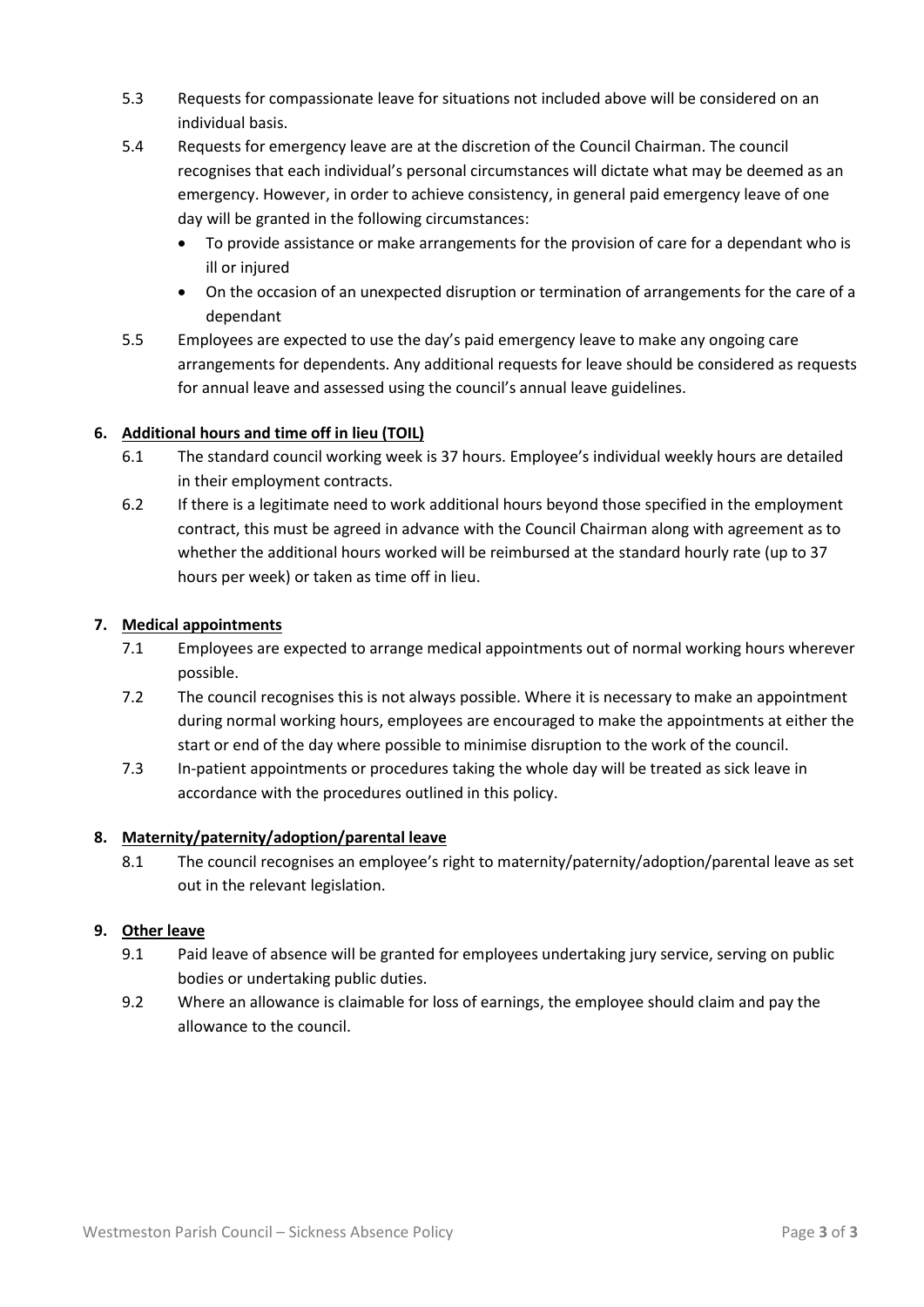5.3 Requests for compassionate leave for situations not included above will be considered on an individual basis.

5.4 Requests for emergency leave are at the discretion of the Council Chairman. The council recognises that each individual's personal circumstances will dictate what may be deemed as an emergency. However, in order to achieve consistency, in general paid emergency leave of one day will be granted in the following circumstances:

- To provide assistance or make arrangements for the provision of care for a dependant who is ill or injured
- On the occasion of an unexpected disruption or termination of arrangements for the care of a dependant

5.5 Employees are expected to use the day's paid emergency leave to make any ongoing care arrangements for dependents. Any additional requests for leave should be considered as requests for annual leave and assessed using the council's annual leave guidelines.

## 6. Additional hours and time off in lieu (TOIL)

6.1 The standard council working week is 37 hours. Employee's individual weekly hours are detailed in their employment contracts.

6.2 If there is a legitimate need to work additional hours beyond those specified in the employment contract, this must be agreed in advance with the Council Chairman along with agreement as to whether the additional hours worked will be reimbursed at the standard hourly rate (up to 37 hours per week) or taken as time off in lieu.

## 7. Medical appointments

7.1 Employees are expected to arrange medical appointments out of normal working hours wherever possible.

7.2 The council recognises this is not always possible. Where it is necessary to make an appointment during normal working hours, employees are encouraged to make the appointments at either the start or end of the day where possible to minimise disruption to the work of the council.

7.3 In-patient appointments or procedures taking the whole day will be treated as sick leave in accordance with the procedures outlined in this policy.

## 8. Maternity/paternity/adoption/parental leave

8.1 The council recognises an employee's right to maternity/paternity/adoption/parental leave as set out in the relevant legislation.

## 9. Other leave

9.1 Paid leave of absence will be granted for employees undertaking jury service, serving on public bodies or undertaking public duties.

9.2 Where an allowance is claimable for loss of earnings, the employee should claim and pay the allowance to the council.